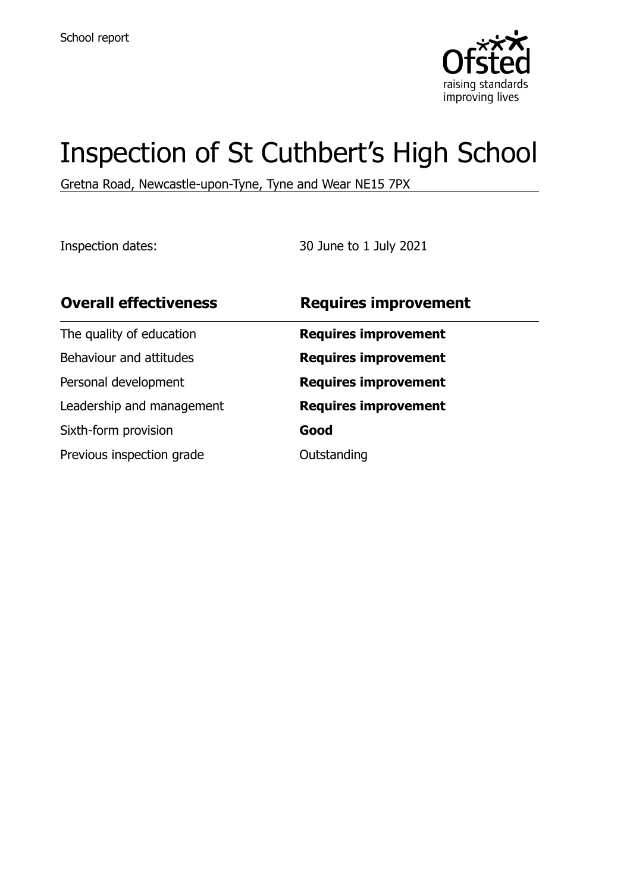School report

# Inspection of St Cuthbert's High School

Gretna Road, Newcastle-upon-Tyne, Tyne and Wear NE15 7PX

Inspection dates: 30 June to 1 July 2021

| Overall effectiveness | Requires improvement |
| --- | --- |
| The quality of education | **Requires improvement** |
| Behaviour and attitudes | **Requires improvement** |
| Personal development | **Requires improvement** |
| Leadership and management | **Requires improvement** |
| Sixth-form provision | **Good** |
| Previous inspection grade | Outstanding |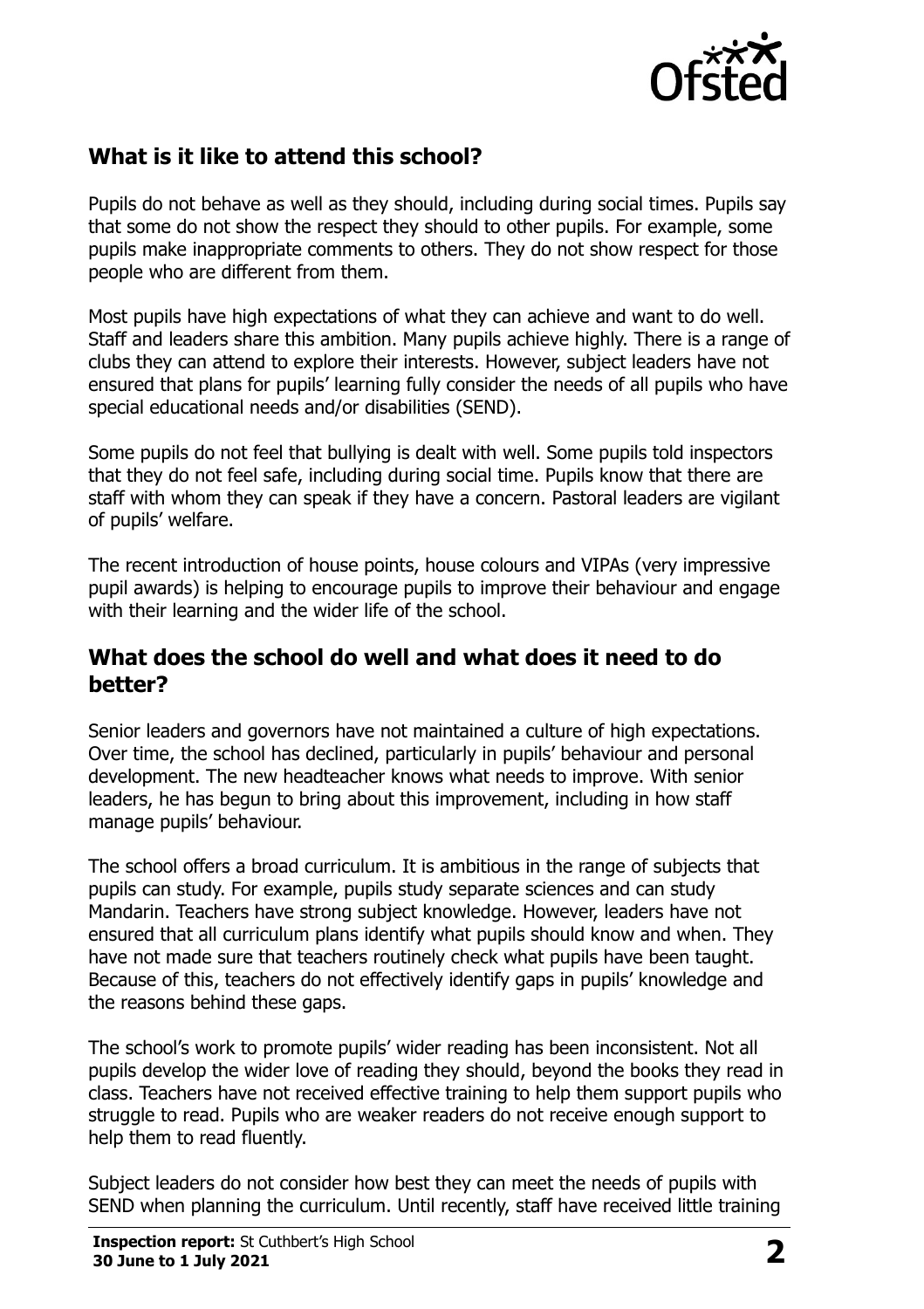## What is it like to attend this school?

Pupils do not behave as well as they should, including during social times. Pupils say that some do not show the respect they should to other pupils. For example, some pupils make inappropriate comments to others. They do not show respect for those people who are different from them.

Most pupils have high expectations of what they can achieve and want to do well. Staff and leaders share this ambition. Many pupils achieve highly. There is a range of clubs they can attend to explore their interests. However, subject leaders have not ensured that plans for pupils' learning fully consider the needs of all pupils who have special educational needs and/or disabilities (SEND).

Some pupils do not feel that bullying is dealt with well. Some pupils told inspectors that they do not feel safe, including during social time. Pupils know that there are staff with whom they can speak if they have a concern. Pastoral leaders are vigilant of pupils' welfare.

The recent introduction of house points, house colours and VIPAs (very impressive pupil awards) is helping to encourage pupils to improve their behaviour and engage with their learning and the wider life of the school.

## What does the school do well and what does it need to do better?

Senior leaders and governors have not maintained a culture of high expectations. Over time, the school has declined, particularly in pupils' behaviour and personal development. The new headteacher knows what needs to improve. With senior leaders, he has begun to bring about this improvement, including in how staff manage pupils' behaviour.

The school offers a broad curriculum. It is ambitious in the range of subjects that pupils can study. For example, pupils study separate sciences and can study Mandarin. Teachers have strong subject knowledge. However, leaders have not ensured that all curriculum plans identify what pupils should know and when. They have not made sure that teachers routinely check what pupils have been taught. Because of this, teachers do not effectively identify gaps in pupils' knowledge and the reasons behind these gaps.

The school's work to promote pupils' wider reading has been inconsistent. Not all pupils develop the wider love of reading they should, beyond the books they read in class. Teachers have not received effective training to help them support pupils who struggle to read. Pupils who are weaker readers do not receive enough support to help them to read fluently.

Subject leaders do not consider how best they can meet the needs of pupils with SEND when planning the curriculum. Until recently, staff have received little training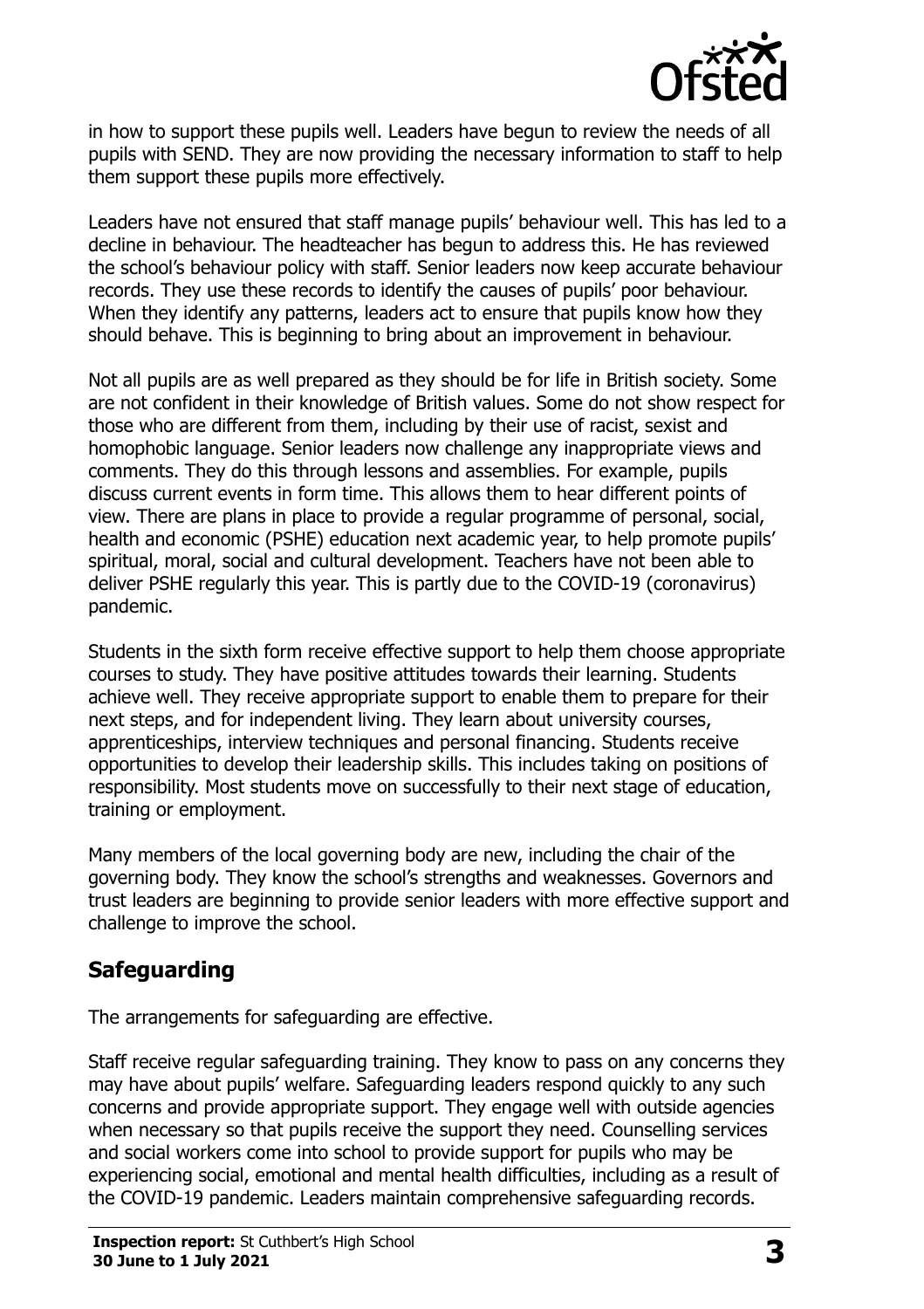in how to support these pupils well. Leaders have begun to review the needs of all pupils with SEND. They are now providing the necessary information to staff to help them support these pupils more effectively.

Leaders have not ensured that staff manage pupils' behaviour well. This has led to a decline in behaviour. The headteacher has begun to address this. He has reviewed the school's behaviour policy with staff. Senior leaders now keep accurate behaviour records. They use these records to identify the causes of pupils' poor behaviour. When they identify any patterns, leaders act to ensure that pupils know how they should behave. This is beginning to bring about an improvement in behaviour.

Not all pupils are as well prepared as they should be for life in British society. Some are not confident in their knowledge of British values. Some do not show respect for those who are different from them, including by their use of racist, sexist and homophobic language. Senior leaders now challenge any inappropriate views and comments. They do this through lessons and assemblies. For example, pupils discuss current events in form time. This allows them to hear different points of view. There are plans in place to provide a regular programme of personal, social, health and economic (PSHE) education next academic year, to help promote pupils' spiritual, moral, social and cultural development. Teachers have not been able to deliver PSHE regularly this year. This is partly due to the COVID-19 (coronavirus) pandemic.

Students in the sixth form receive effective support to help them choose appropriate courses to study. They have positive attitudes towards their learning. Students achieve well. They receive appropriate support to enable them to prepare for their next steps, and for independent living. They learn about university courses, apprenticeships, interview techniques and personal financing. Students receive opportunities to develop their leadership skills. This includes taking on positions of responsibility. Most students move on successfully to their next stage of education, training or employment.

Many members of the local governing body are new, including the chair of the governing body. They know the school's strengths and weaknesses. Governors and trust leaders are beginning to provide senior leaders with more effective support and challenge to improve the school.

## Safeguarding

The arrangements for safeguarding are effective.

Staff receive regular safeguarding training. They know to pass on any concerns they may have about pupils' welfare. Safeguarding leaders respond quickly to any such concerns and provide appropriate support. They engage well with outside agencies when necessary so that pupils receive the support they need. Counselling services and social workers come into school to provide support for pupils who may be experiencing social, emotional and mental health difficulties, including as a result of the COVID-19 pandemic. Leaders maintain comprehensive safeguarding records.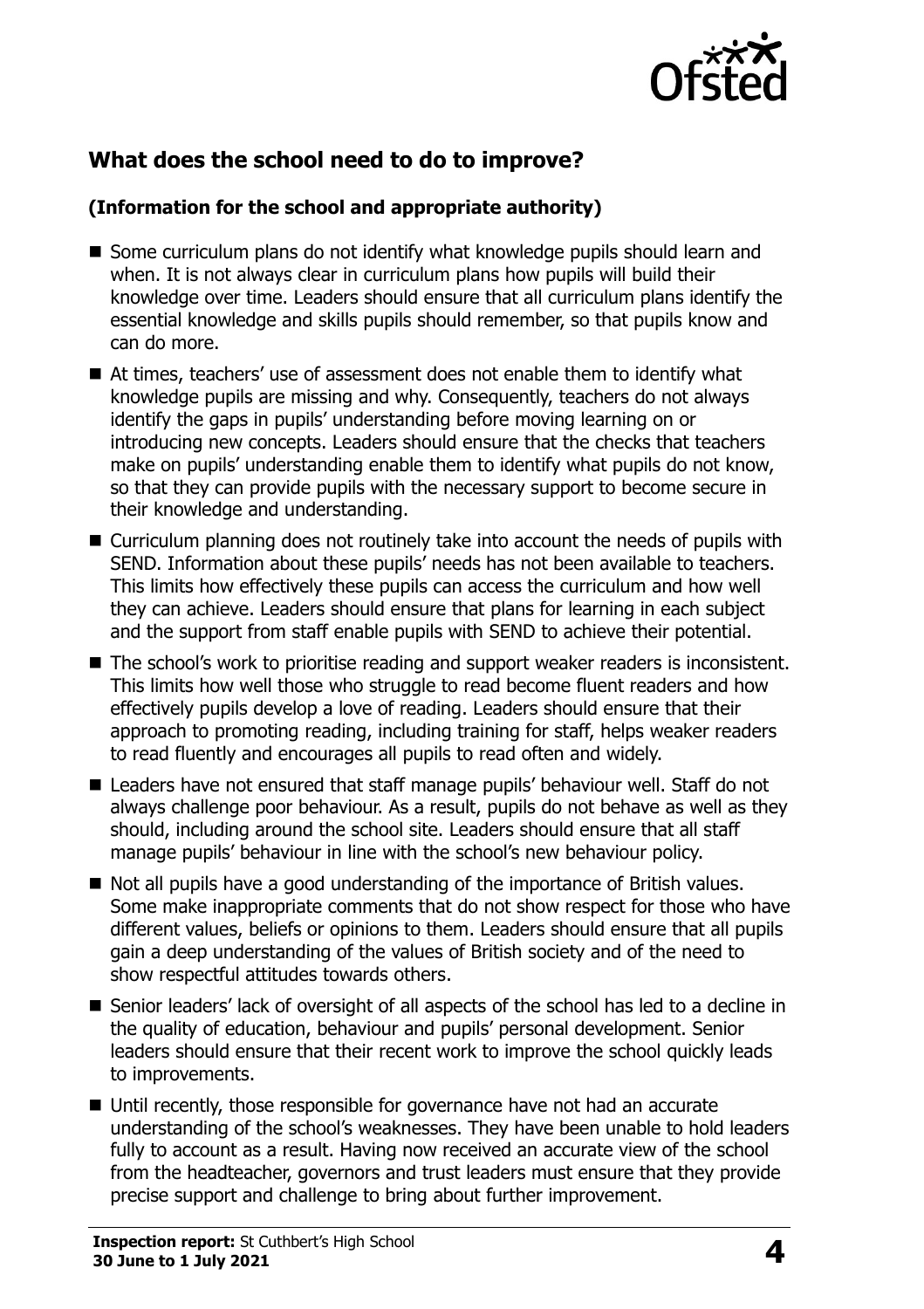## What does the school need to do to improve?

### (Information for the school and appropriate authority)

- Some curriculum plans do not identify what knowledge pupils should learn and when. It is not always clear in curriculum plans how pupils will build their knowledge over time. Leaders should ensure that all curriculum plans identify the essential knowledge and skills pupils should remember, so that pupils know and can do more.
- At times, teachers' use of assessment does not enable them to identify what knowledge pupils are missing and why. Consequently, teachers do not always identify the gaps in pupils' understanding before moving learning on or introducing new concepts. Leaders should ensure that the checks that teachers make on pupils' understanding enable them to identify what pupils do not know, so that they can provide pupils with the necessary support to become secure in their knowledge and understanding.
- Curriculum planning does not routinely take into account the needs of pupils with SEND. Information about these pupils' needs has not been available to teachers. This limits how effectively these pupils can access the curriculum and how well they can achieve. Leaders should ensure that plans for learning in each subject and the support from staff enable pupils with SEND to achieve their potential.
- The school's work to prioritise reading and support weaker readers is inconsistent. This limits how well those who struggle to read become fluent readers and how effectively pupils develop a love of reading. Leaders should ensure that their approach to promoting reading, including training for staff, helps weaker readers to read fluently and encourages all pupils to read often and widely.
- Leaders have not ensured that staff manage pupils' behaviour well. Staff do not always challenge poor behaviour. As a result, pupils do not behave as well as they should, including around the school site. Leaders should ensure that all staff manage pupils' behaviour in line with the school's new behaviour policy.
- Not all pupils have a good understanding of the importance of British values. Some make inappropriate comments that do not show respect for those who have different values, beliefs or opinions to them. Leaders should ensure that all pupils gain a deep understanding of the values of British society and of the need to show respectful attitudes towards others.
- Senior leaders' lack of oversight of all aspects of the school has led to a decline in the quality of education, behaviour and pupils' personal development. Senior leaders should ensure that their recent work to improve the school quickly leads to improvements.
- Until recently, those responsible for governance have not had an accurate understanding of the school's weaknesses. They have been unable to hold leaders fully to account as a result. Having now received an accurate view of the school from the headteacher, governors and trust leaders must ensure that they provide precise support and challenge to bring about further improvement.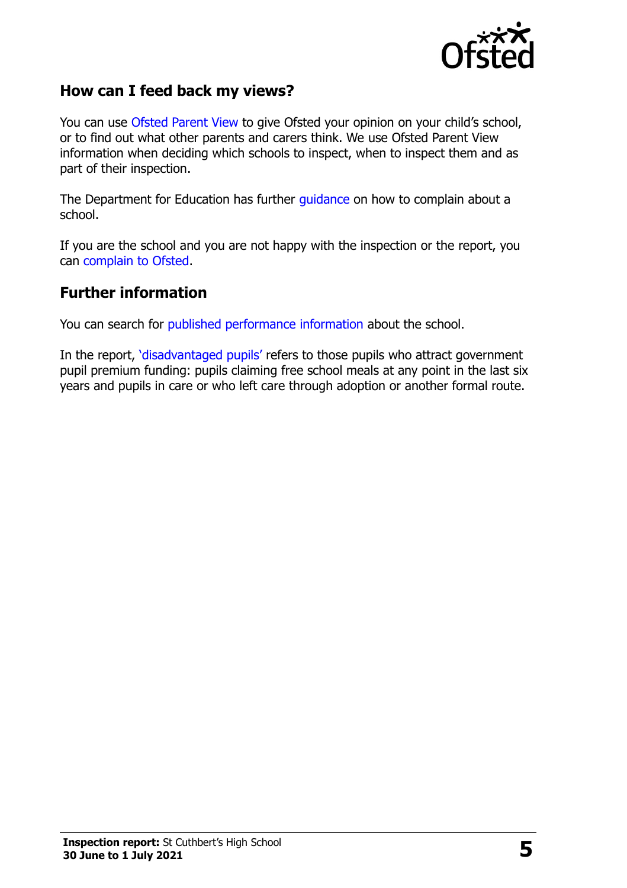## How can I feed back my views?

You can use Ofsted Parent View to give Ofsted your opinion on your child's school, or to find out what other parents and carers think. We use Ofsted Parent View information when deciding which schools to inspect, when to inspect them and as part of their inspection.

The Department for Education has further guidance on how to complain about a school.

If you are the school and you are not happy with the inspection or the report, you can complain to Ofsted.

## Further information

You can search for published performance information about the school.

In the report, 'disadvantaged pupils' refers to those pupils who attract government pupil premium funding: pupils claiming free school meals at any point in the last six years and pupils in care or who left care through adoption or another formal route.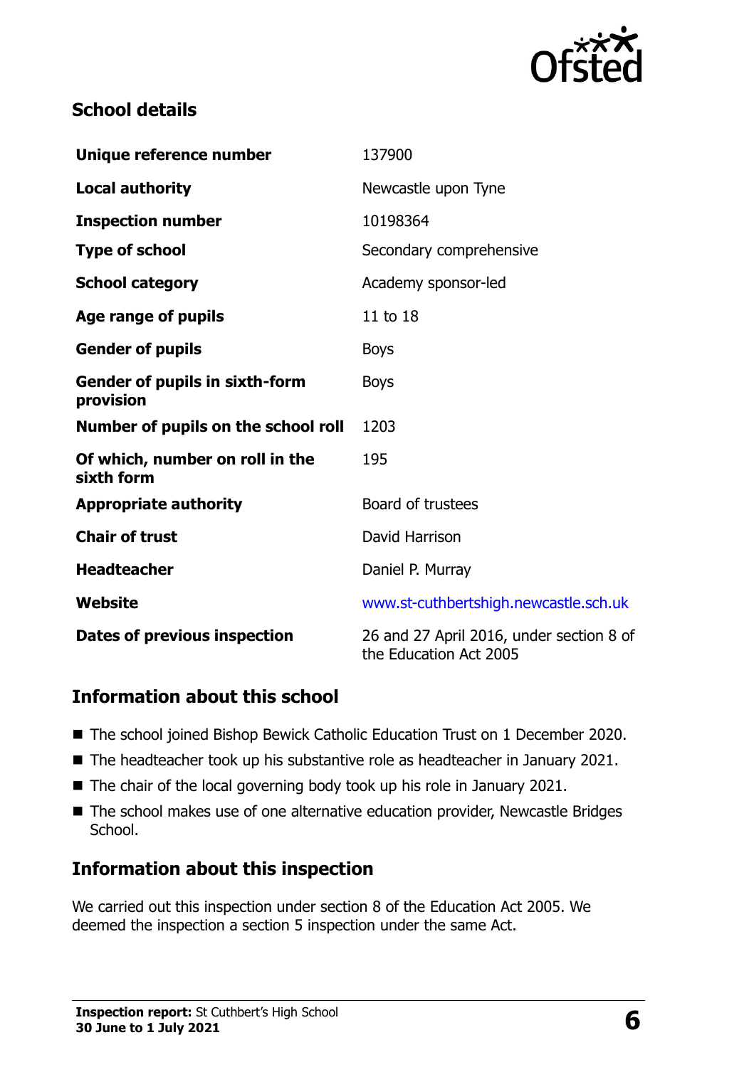## School details

| | |
|---|---|
| **Unique reference number** | 137900 |
| **Local authority** | Newcastle upon Tyne |
| **Inspection number** | 10198364 |
| **Type of school** | Secondary comprehensive |
| **School category** | Academy sponsor-led |
| **Age range of pupils** | 11 to 18 |
| **Gender of pupils** | Boys |
| **Gender of pupils in sixth-form provision** | Boys |
| **Number of pupils on the school roll** | 1203 |
| **Of which, number on roll in the sixth form** | 195 |
| **Appropriate authority** | Board of trustees |
| **Chair of trust** | David Harrison |
| **Headteacher** | Daniel P. Murray |
| **Website** | www.st-cuthbertshigh.newcastle.sch.uk |
| **Dates of previous inspection** | 26 and 27 April 2016, under section 8 of the Education Act 2005 |

## Information about this school

- The school joined Bishop Bewick Catholic Education Trust on 1 December 2020.
- The headteacher took up his substantive role as headteacher in January 2021.
- The chair of the local governing body took up his role in January 2021.
- The school makes use of one alternative education provider, Newcastle Bridges School.

## Information about this inspection

We carried out this inspection under section 8 of the Education Act 2005. We deemed the inspection a section 5 inspection under the same Act.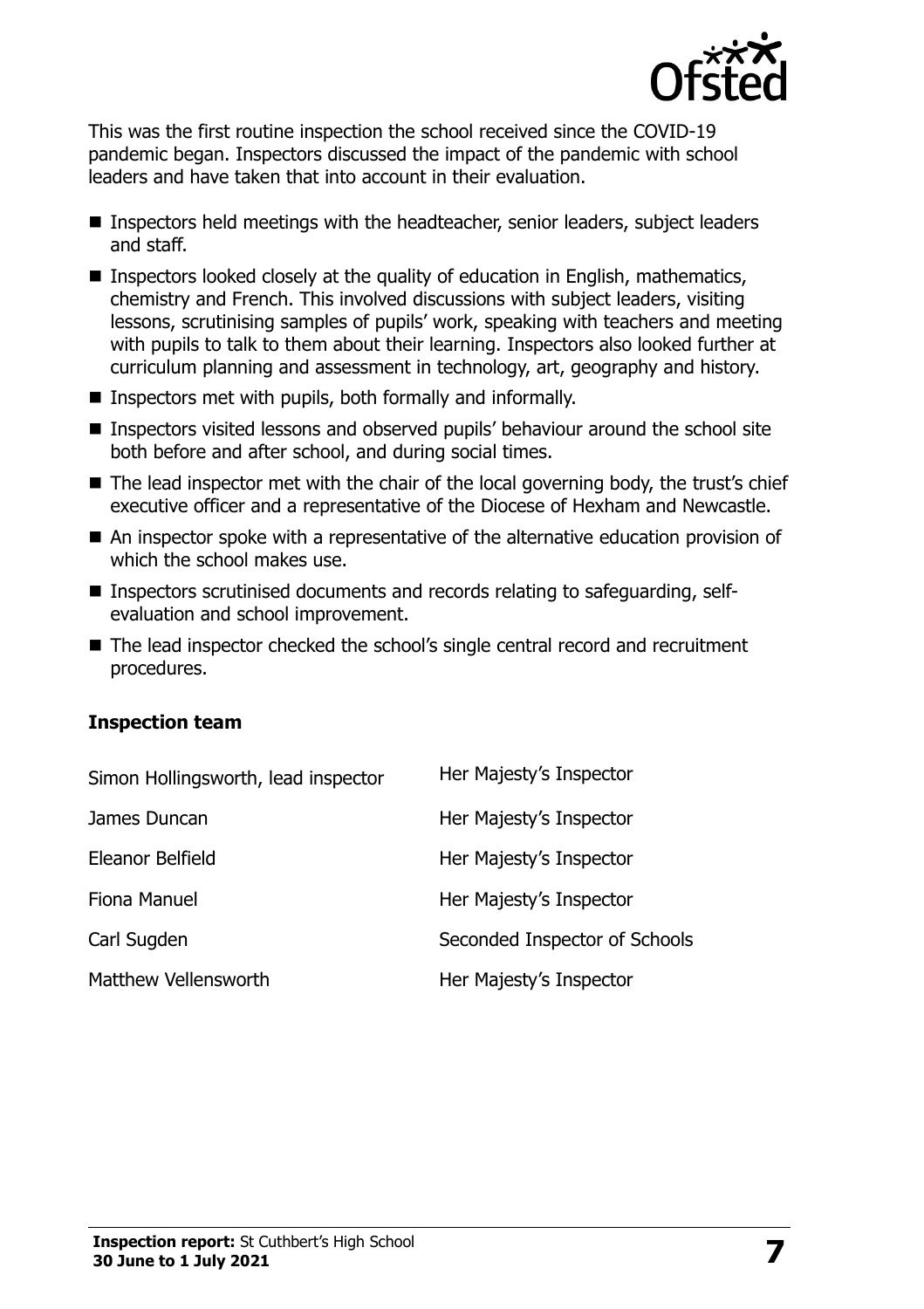This was the first routine inspection the school received since the COVID-19 pandemic began. Inspectors discussed the impact of the pandemic with school leaders and have taken that into account in their evaluation.

- Inspectors held meetings with the headteacher, senior leaders, subject leaders and staff.
- Inspectors looked closely at the quality of education in English, mathematics, chemistry and French. This involved discussions with subject leaders, visiting lessons, scrutinising samples of pupils' work, speaking with teachers and meeting with pupils to talk to them about their learning. Inspectors also looked further at curriculum planning and assessment in technology, art, geography and history.
- Inspectors met with pupils, both formally and informally.
- Inspectors visited lessons and observed pupils' behaviour around the school site both before and after school, and during social times.
- The lead inspector met with the chair of the local governing body, the trust's chief executive officer and a representative of the Diocese of Hexham and Newcastle.
- An inspector spoke with a representative of the alternative education provision of which the school makes use.
- Inspectors scrutinised documents and records relating to safeguarding, self-evaluation and school improvement.
- The lead inspector checked the school's single central record and recruitment procedures.

### Inspection team

| | |
|---|---|
| Simon Hollingsworth, lead inspector | Her Majesty's Inspector |
| James Duncan | Her Majesty's Inspector |
| Eleanor Belfield | Her Majesty's Inspector |
| Fiona Manuel | Her Majesty's Inspector |
| Carl Sugden | Seconded Inspector of Schools |
| Matthew Vellensworth | Her Majesty's Inspector |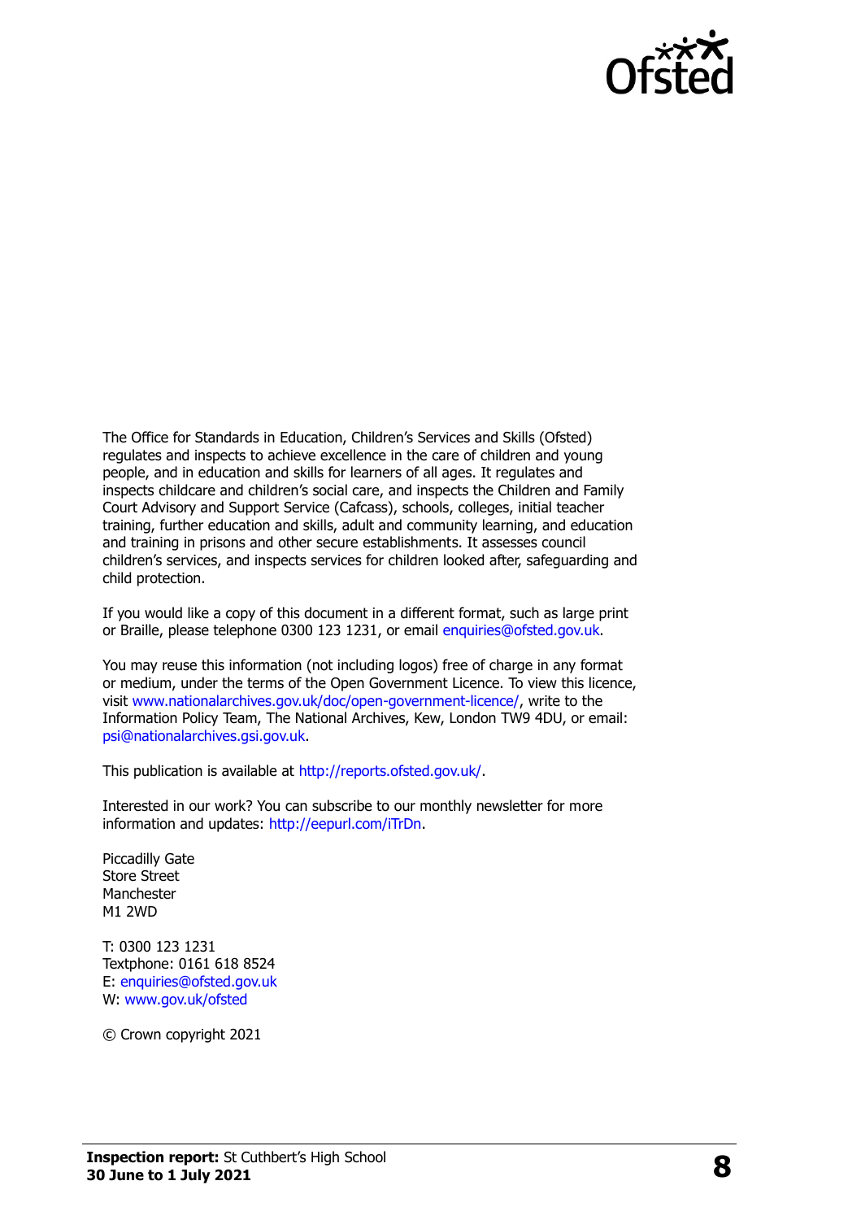The Office for Standards in Education, Children's Services and Skills (Ofsted) regulates and inspects to achieve excellence in the care of children and young people, and in education and skills for learners of all ages. It regulates and inspects childcare and children's social care, and inspects the Children and Family Court Advisory and Support Service (Cafcass), schools, colleges, initial teacher training, further education and skills, adult and community learning, and education and training in prisons and other secure establishments. It assesses council children's services, and inspects services for children looked after, safeguarding and child protection.

If you would like a copy of this document in a different format, such as large print or Braille, please telephone 0300 123 1231, or email enquiries@ofsted.gov.uk.

You may reuse this information (not including logos) free of charge in any format or medium, under the terms of the Open Government Licence. To view this licence, visit www.nationalarchives.gov.uk/doc/open-government-licence/, write to the Information Policy Team, The National Archives, Kew, London TW9 4DU, or email: psi@nationalarchives.gsi.gov.uk.

This publication is available at http://reports.ofsted.gov.uk/.

Interested in our work? You can subscribe to our monthly newsletter for more information and updates: http://eepurl.com/iTrDn.

Piccadilly Gate
Store Street
Manchester
M1 2WD

T: 0300 123 1231
Textphone: 0161 618 8524
E: enquiries@ofsted.gov.uk
W: www.gov.uk/ofsted

© Crown copyright 2021